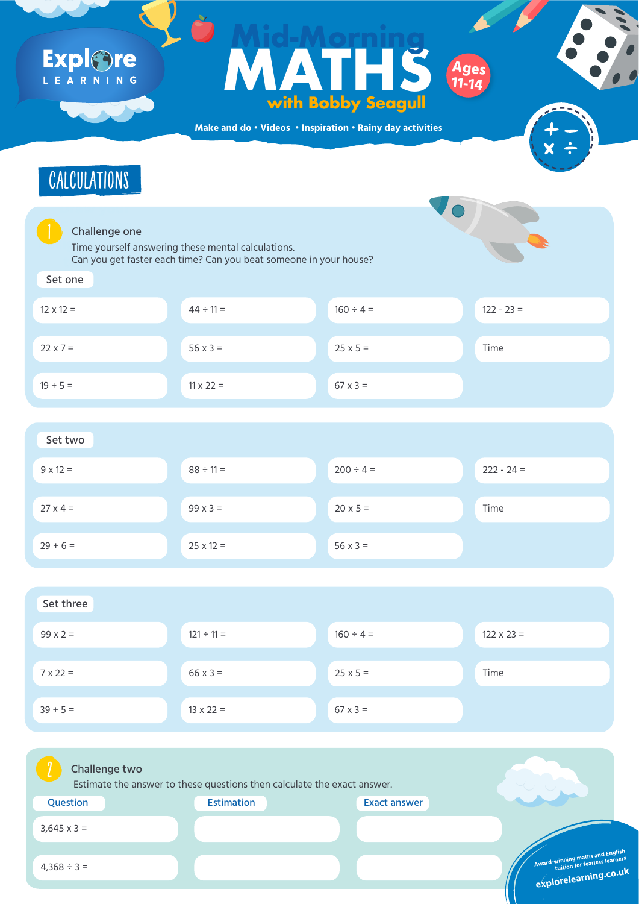# Mid-Morning MATHS with Bobby Seagull

Ages 11-14

Make and do • Videos • Inspiration • Rainy day activities

## CALCULATIONS

### 1 Challenge one

Time yourself answering these mental calculations.
Can you get faster each time? Can you beat someone in your house?

**Set one**

| | | | |
|---|---|---|---|
| 12 x 12 = | 44 ÷ 11 = | 160 ÷ 4 = | 122 - 23 = |
| 22 x 7 = | 56 x 3 = | 25 x 5 = | Time |
| 19 + 5 = | 11 x 22 = | 67 x 3 = | |

**Set two**

| | | | |
|---|---|---|---|
| 9 x 12 = | 88 ÷ 11 = | 200 ÷ 4 = | 222 - 24 = |
| 27 x 4 = | 99 x 3 = | 20 x 5 = | Time |
| 29 + 6 = | 25 x 12 = | 56 x 3 = | |

**Set three**

| | | | |
|---|---|---|---|
| 99 x 2 = | 121 ÷ 11 = | 160 ÷ 4 = | 122 x 23 = |
| 7 x 22 = | 66 x 3 = | 25 x 5 = | Time |
| 39 + 5 = | 13 x 22 = | 67 x 3 = | |

### 2 Challenge two

Estimate the answer to these questions then calculate the exact answer.

| Question | Estimation | Exact answer |
|---|---|---|
| 3,645 x 3 = | | |
| 4,368 ÷ 3 = | | |

Award-winning maths and English tuition for fearless learners
explorelearning.co.uk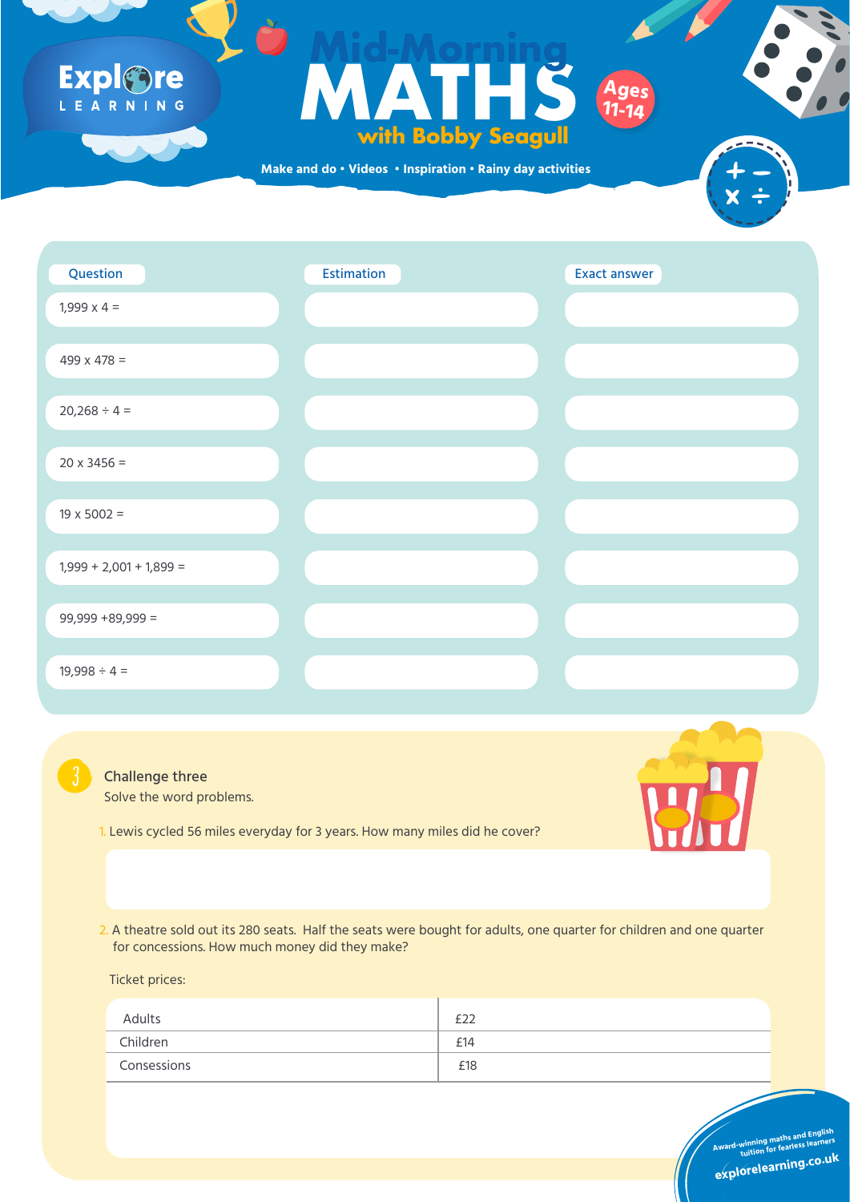# Mid-Morning MATHS with Bobby Seagull

Ages 11-14

Make and do • Videos • Inspiration • Rainy day activities

| Question | Estimation | Exact answer |
| --- | --- | --- |
| 1,999 x 4 = | | |
| 499 x 478 = | | |
| 20,268 ÷ 4 = | | |
| 20 x 3456 = | | |
| 19 x 5002 = | | |
| 1,999 + 2,001 + 1,899 = | | |
| 99,999 +89,999 = | | |
| 19,998 ÷ 4 = | | |

## 3 Challenge three

Solve the word problems.

1. Lewis cycled 56 miles everyday for 3 years. How many miles did he cover?

2. A theatre sold out its 280 seats. Half the seats were bought for adults, one quarter for children and one quarter for concessions. How much money did they make?

Ticket prices:

| | |
| --- | --- |
| Adults | £22 |
| Children | £14 |
| Consessions | £18 |

Award-winning maths and English tuition for fearless learners

explorelearning.co.uk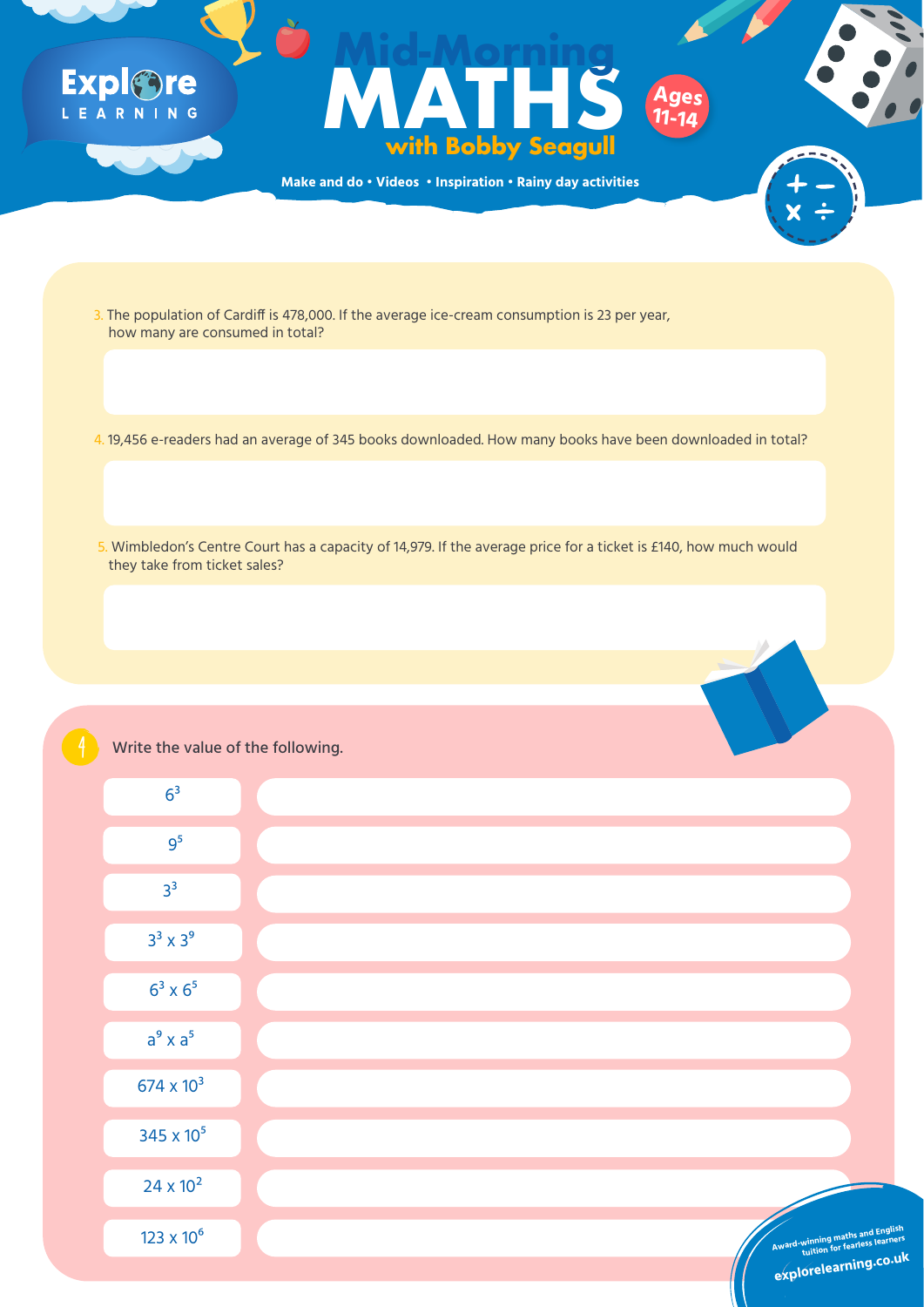3. The population of Cardiff is 478,000. If the average ice-cream consumption is 23 per year, how many are consumed in total?

4. 19,456 e-readers had an average of 345 books downloaded. How many books have been downloaded in total?

5. Wimbledon's Centre Court has a capacity of 14,979. If the average price for a ticket is £140, how much would they take from ticket sales?

## 4 Write the value of the following.

| | |
|---|---|
| $6^3$ | |
| $9^5$ | |
| $3^3$ | |
| $3^3 \times 3^9$ | |
| $6^3 \times 6^5$ | |
| $a^9 \times a^5$ | |
| $674 \times 10^3$ | |
| $345 \times 10^5$ | |
| $24 \times 10^2$ | |
| $123 \times 10^6$ | |